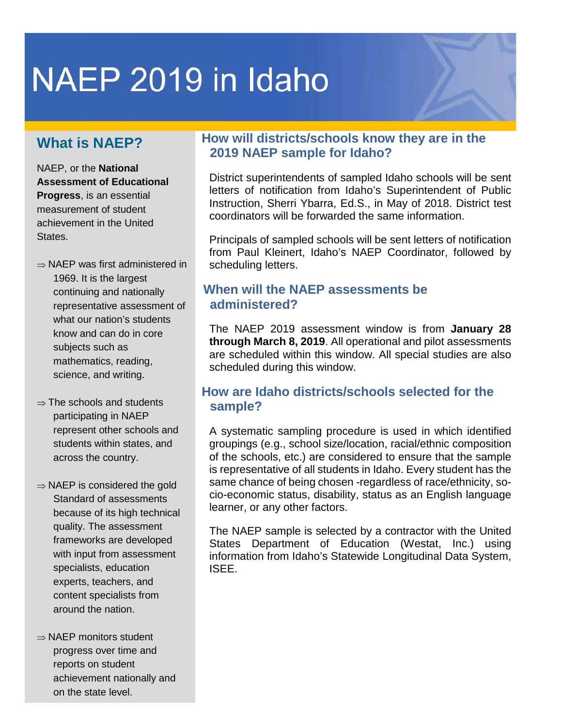# NAEP 2019 in Idaho

## What is NAEP?

NAEP, or the **National Assessment of Educational Progress**, is an essential measurement of student achievement in the United States.

⇒ NAEP was first administered in 1969. It is the largest continuing and nationally representative assessment of what our nation's students know and can do in core subjects such as mathematics, reading, science, and writing.

⇒ The schools and students participating in NAEP represent other schools and students within states, and across the country.

⇒ NAEP is considered the gold Standard of assessments because of its high technical quality. The assessment frameworks are developed with input from assessment specialists, education experts, teachers, and content specialists from around the nation.

⇒ NAEP monitors student progress over time and reports on student achievement nationally and on the state level.

## How will districts/schools know they are in the 2019 NAEP sample for Idaho?

District superintendents of sampled Idaho schools will be sent letters of notification from Idaho's Superintendent of Public Instruction, Sherri Ybarra, Ed.S., in May of 2018. District test coordinators will be forwarded the same information.

Principals of sampled schools will be sent letters of notification from Paul Kleinert, Idaho's NAEP Coordinator, followed by scheduling letters.

## When will the NAEP assessments be administered?

The NAEP 2019 assessment window is from **January 28 through March 8, 2019**. All operational and pilot assessments are scheduled within this window. All special studies are also scheduled during this window.

## How are Idaho districts/schools selected for the sample?

A systematic sampling procedure is used in which identified groupings (e.g., school size/location, racial/ethnic composition of the schools, etc.) are considered to ensure that the sample is representative of all students in Idaho. Every student has the same chance of being chosen -regardless of race/ethnicity, socio-economic status, disability, status as an English language learner, or any other factors.

The NAEP sample is selected by a contractor with the United States Department of Education (Westat, Inc.) using information from Idaho's Statewide Longitudinal Data System, ISEE.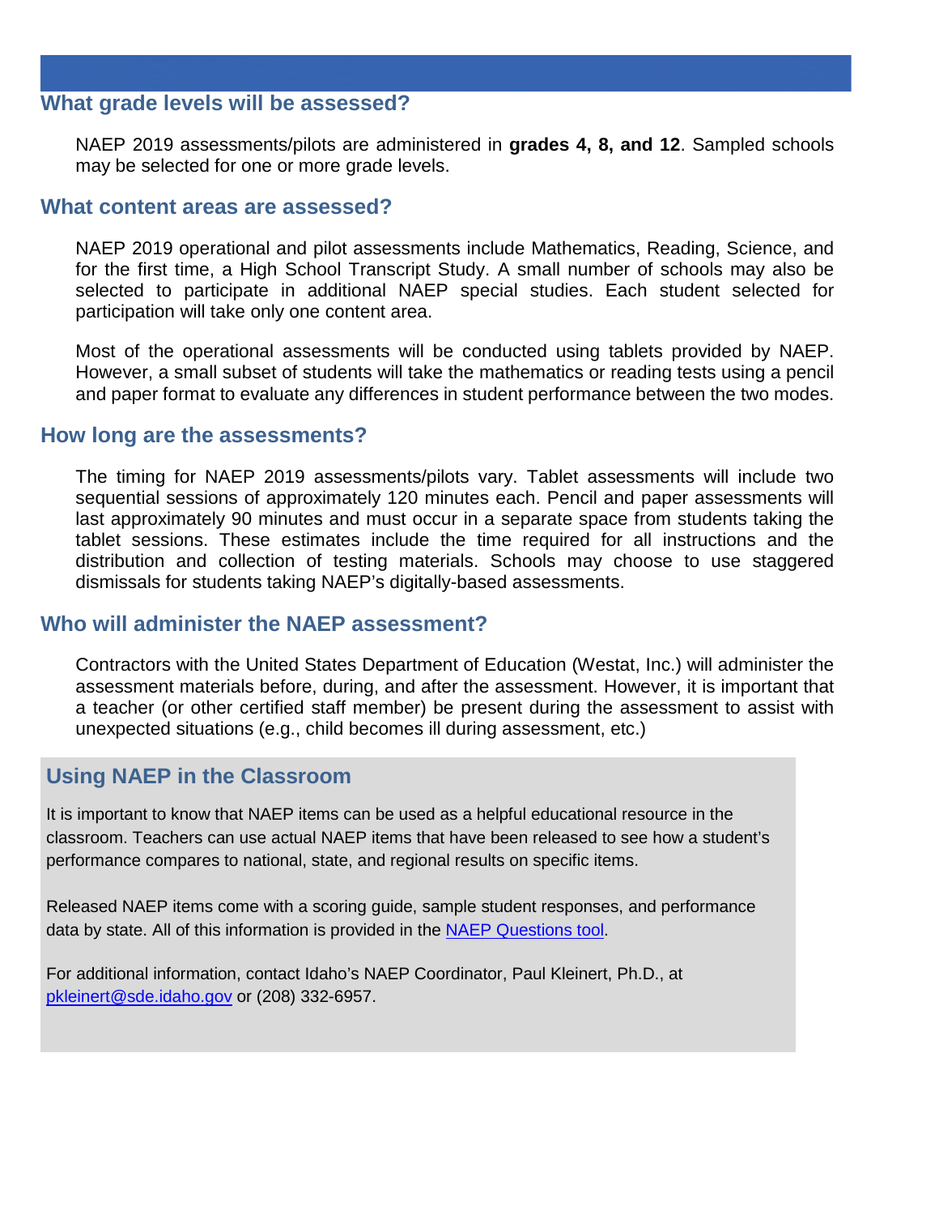## What grade levels will be assessed?

NAEP 2019 assessments/pilots are administered in **grades 4, 8, and 12**. Sampled schools may be selected for one or more grade levels.

## What content areas are assessed?

NAEP 2019 operational and pilot assessments include Mathematics, Reading, Science, and for the first time, a High School Transcript Study. A small number of schools may also be selected to participate in additional NAEP special studies. Each student selected for participation will take only one content area.

Most of the operational assessments will be conducted using tablets provided by NAEP. However, a small subset of students will take the mathematics or reading tests using a pencil and paper format to evaluate any differences in student performance between the two modes.

## How long are the assessments?

The timing for NAEP 2019 assessments/pilots vary. Tablet assessments will include two sequential sessions of approximately 120 minutes each. Pencil and paper assessments will last approximately 90 minutes and must occur in a separate space from students taking the tablet sessions. These estimates include the time required for all instructions and the distribution and collection of testing materials. Schools may choose to use staggered dismissals for students taking NAEP's digitally-based assessments.

## Who will administer the NAEP assessment?

Contractors with the United States Department of Education (Westat, Inc.) will administer the assessment materials before, during, and after the assessment. However, it is important that a teacher (or other certified staff member) be present during the assessment to assist with unexpected situations (e.g., child becomes ill during assessment, etc.)

## Using NAEP in the Classroom

It is important to know that NAEP items can be used as a helpful educational resource in the classroom. Teachers can use actual NAEP items that have been released to see how a student's performance compares to national, state, and regional results on specific items.

Released NAEP items come with a scoring guide, sample student responses, and performance data by state. All of this information is provided in the NAEP Questions tool.

For additional information, contact Idaho's NAEP Coordinator, Paul Kleinert, Ph.D., at pkleinert@sde.idaho.gov or (208) 332-6957.